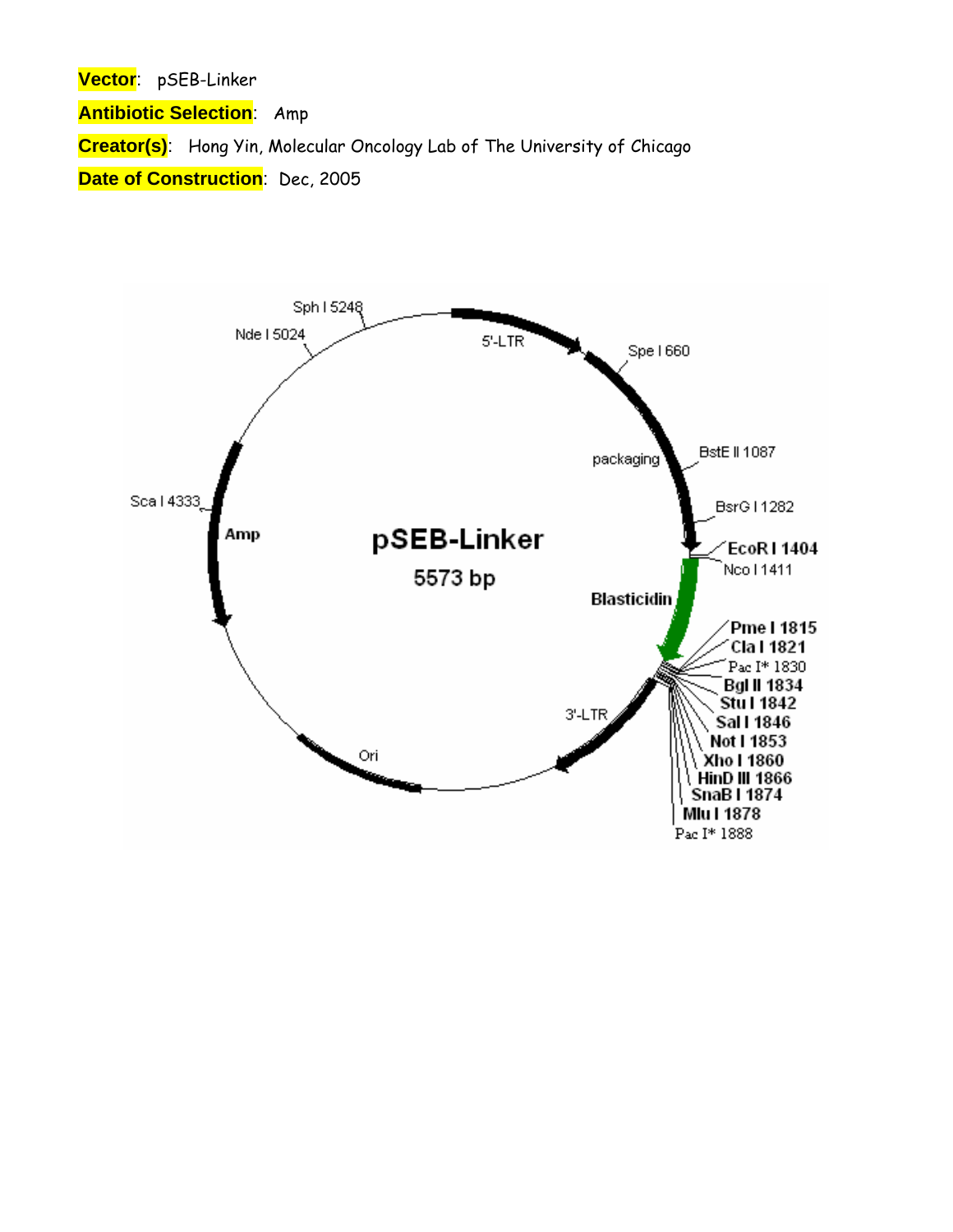**Vector**: pSEB-Linker

**Antibiotic Selection**: Amp

**Creator(s)**: Hong Yin, Molecular Oncology Lab of The University of Chicago

**Date of Construction**: Dec, 2005

pSEB-Linker

5573 bp

5'-LTR

Spe I 660

packaging

BstE II 1087

BsrG I 1282

EcoR I 1404

Nco I 1411

Blasticidin

Pme I 1815

Cla I 1821

Pac I* 1830

Bgl II 1834

Stu I 1842

Sal I 1846

Not I 1853

Xho I 1860

HinD III 1866

SnaB I 1874

Mlu I 1878

Pac I* 1888

3'-LTR

Ori

Amp

Sca I 4333

Nde I 5024

Sph I 5248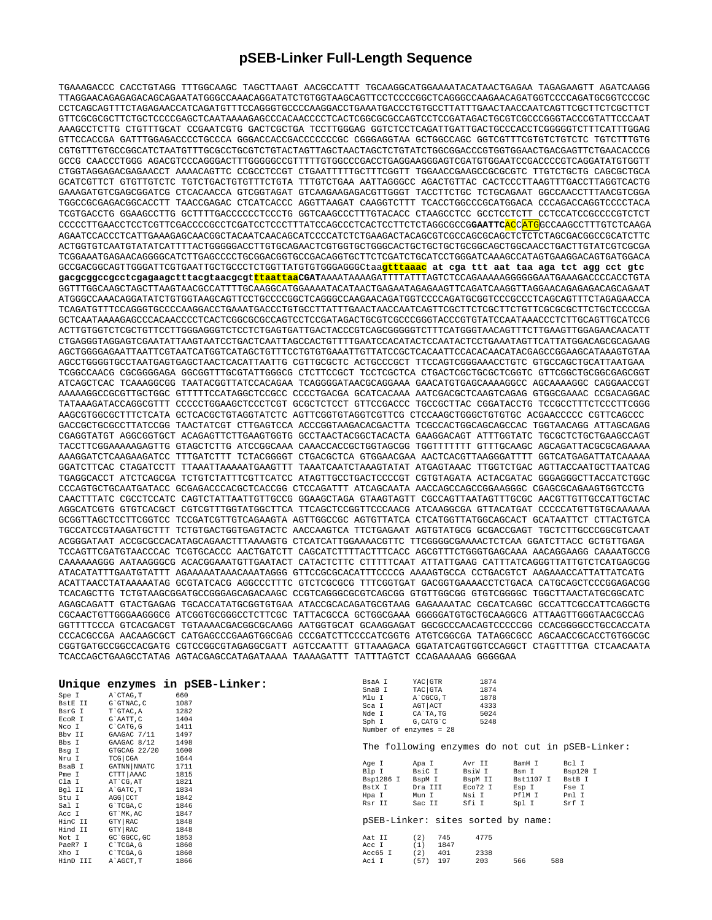# pSEB-Linker Full-Length Sequence

```
TGAAAGACCC CACCTGTAGG TTTGGCAAGC TAGCTTAAGT AACGCCATTT TGCAAGGCATGGAAAATACATAACTGAGAA TAGAGAAGTT AGATCAAGG
TTAGGAACAGAGAGACAGCAGAATATGGGCCAAACAGGATATCTGTGGTAAGCAGTTCCTCCCCGGCTCAGGGCCAAGAACAGATGGTCCCCAGATGCGGTCCCGC
CCTCAGCAGTTTCTAGAGAACCATCAGATGTTTCCAGGGTGCCCCAAGGACCTGAAATGACCCTGTGCCTTATTTGAACTAACCAATCAGTTCGCTTCTCGCTTCT
GTTCGCGCGCTTCTGCTCCCCGAGCTCAATAAAAGAGCCCACAACCCCTCACTCGGCGCGCCAGTCCTCCGATAGACTGCGTCGCCCGGGTACCCGTATTCCCAAT
AAAGCCTCTTG CTGTTTGCAT CCGAATCGTG GACTCGCTGA TCCTTGGGAG GGTCTCCTCAGATTGATTGACTGCCCACCTCGGGGGTCTTTCATTTGGAG
GTTCCACCGA GATTTGGAGACCCCTGCCCA GGGACCACCGACCCCCCCGC CGGGAGGTAA GCTGGCCAGC GGTCGTTTCGTGTCTGTCTC TGTCTTTGTG
CGTGTTTGTGCCGGCATCTAATGTTTGCGCCTGCGTCTGTACTAGTTAGCTAACTAGCTCTGTATCTGGCGGACCCGTGGTGGAACTGACGAGTTCTGAACACCCG
GCCG CAACCCTGGG AGACGTCCCAGGGACTTTGGGGGCCGTTTTTGTGGCCCGACCTGAGGAAGGGAGTCGATGTGGAATCCGACCCCGTCAGGATATGTGGTT
CTGGTAGGAGACGAGAACCT AAAACAGTTC CCGCCTCCGT CTGAATTTTTGCTTTCGGTT TGGAACCGAAGCCGCGCGTC TTGTCTGCTG CAGCGCTGCA
GCATCGTTCT GTGTTGTCTC TGTCTGACTGTGTTTCTGTA TTTGTCTGAA AATTAGGGCC AGACTGTTAC CACTCCCTTAAGTTTGACCTTAGGTCACTG
GAAAGATGTCGAGCGGATCG CTCACAACCA GTCGGTAGAT GTCAAGAAGAGACGTTGGGT TACCTTCTGC TCTGCAGAAT GGCCAACCTTTAACGTCGGA
TGGCCGCGAGACGGCACCTT TAACCGAGAC CTCATCACCC AGGTTAAGAT CAAGGTCTTT TCACCTGGCCCGCATGGACA CCCAGACCAGGTCCCCTACA
TCGTGACCTG GGAAGCCTTG GCTTTTGACCCCCCTCCCTG GGTCAAGCCCTTTGTACACC CTAAGCCTCC GCCTCCTCTT CCTCCATCCGCCCCGTCTCT
CCCCCTTGAACCTCCTCGTTCGACCCCGCCTCGATCCTCCCTTTATCCAGCCCTCACTCCTTCTCTAGGCGCCGGAATTCACCATGGCCAAGCCTTTGTCTCAAGA
AGAATCCACCCTCATTGAAAGAGCAACGGCTACAATCAACAGCATCCCCATCTCTGAAGACTACAGCGTCGCCAGCGCAGCTCTCTCTAGCGACGGCCGCATCTTC
ACTGGTGTCAATGTATATCATTTTACTGGGGGACCTTGTGCAGAACTCGTGGTGCTGGGCACTGCTGCTGCTGCGGCAGCTGGCAACCTGACTTGTATCGTCGCGA
TCGGAAATGAGAACAGGGGCATCTTGAGCCCCTGCGGACGGTGCCGACAGGTGCTTCTCGATCTGCATCCTGGGATCAAAGCCATAGTGAAGGACAGTGATGGACA
GCCGACGGCAGTTGGGATTCGTGAATTGCTGCCCTCTGGTTATGTGTGGGAGGGCtaagtttaaac at cga ttt aat taa aga tct agg cct gtc
gacgcggccgcctcgagaagctttacgtaacgcgtttaattaaCGATAAAATAAAAGATTTTATTTAGTCTCCAGAAAAAGGGGGGAATGAAAGACCCCACCTGTA
GGTTTGGCAAGCTAGCTTAAGTAACGCCATTTTGCAAGGCATGGAAAATACATAACTGAGAATAGAGAAGTTCAGATCAAGGTTAGGAACAGAGAGACAGCAGAAT
ATGGGCCAAACAGGATATCTGTGGTAAGCAGTTCCTGCCCCGGCTCAGGGCCAAGAACAGATGGTCCCCAGATGCGGTCCCGCCCTCAGCAGTTTCTAGAGAACCA
TCAGATGTTTCCAGGGTGCCCCAAGGACCTGAAATGACCCTGTGCCTTATTTGAACTAACCAATCAGTTCGCTTCTCGCTTCTGTTCGCGCGCTTCTGCTCCCCGA
GCTCAATAAAAGAGCCCACAACCCCTCACTCGGCGCGCCAGTCCTCCGATAGACTGCGTCGCCCGGGTACCCGTGTATCCAATAAACCCTCTTGCAGTTGCATCCG
ACTTGTGGTCTCGCTGTTCCTTGGGAGGGTCTCCTCTGAGTGATTGACTACCCGTCAGCGGGGGTCTTTCATGGGTAACAGTTTCTTGAAGTTGGAGAACAACATT
CTGAGGGTAGGAGTCGAATATTAAGTAATCCTGACTCAATTAGCCACTGTTTTGAATCCACATACTCCAATACTCCTGAAATAGTTCATTATGGACAGCGCAGAAG
AGCTGGGGAGAATTAATTCGTAATCATGGTCATAGCTGTTTCCTGTGTGAAATTGTTATCCGCTCACAATTCCACACAACATACGAGCCGGAAGCATAAAGTGTAA
AGCCTGGGGTGCCTAATGAGTGAGCTAACTCACATTAATTG CGTTGCGCTC ACTGCCCGCT TTCCAGTCGGGAAACCTGTC GTGCCAGCTGCATTAATGAA
TCGGCCAACG CGCGGGGAGA GGCGGTTTGCGTATTGGGCG CTCTTCCGCT TCCTCGCTCA CTGACTCGCTGCGCTCGGTC GTTCGGCTGCGGCGAGCGGT
ATCAGCTCAC TCAAAGGCGG TAATACGGTTATCCACAGAA TCAGGGGATAACGCAGGAAA GAACATGTGAGCAAAAGGCC AGCAAAAGGC CAGGAACCGT
AAAAAGGCCGCGTTGCTGGC GTTTTTCCATAGGCTCCGCC CCCCTGACGA GCATCACAAA AATCGACGCTCAAGTCAGAG GTGGCGAAAC CCGACAGGAC
TATAAAGATACCAGGCGTTT CCCCCTGGAAGCTCCCTCGT GCGCTCTCCT GTTCCGACCC TGCCGCTTAC CGGATACCTG TCCGCCTTTCTCCCTTCGGG
AAGCGTGGCGCTTTCTCATA GCTCACGCTGTAGGTATCTC AGTTCGGTGTAGGTCGTTCG CTCCAAGCTGGGCTGTGTGC ACGAACCCCC CGTTCAGCCC
GACCGCTGCGCCTTATCCGG TAACTATCGT CTTGAGTCCA ACCCGGTAAGACACGACTTA TCGCCACTGGCAGCAGCCAC TGGTAACAGG ATTAGCAGAG
CGAGGTATGT AGGCGGTGCT ACAGAGTTCTTGAAGTGGTG GCCTAACTACGGCTACACTA GAAGGACAGT ATTTGGTATC TGCGCTCTGCTGAAGCCAGT
TACCTTCGGAAAAAGAGTTG GTAGCTCTTG ATCCGGCAAA CAAACCACCGCTGGTAGCGG TGGTTTTTTT GTTTGCAAGC AGCAGATTACGCGCAGAAAA
AAAGGATCTCAAGAAGATCC TTTGATCTTT TCTACGGGGT CTGACGCTCA GTGGAACGAA AACTCACGTTAAGGGATTTT GGTCATGAGATTATCAAAAA
GGATCTTCAC CTAGATCCTT TTAAATTAAAAATGAAGTTT TAAATCAATCTAAAGTATAT ATGAGTAAAC TTGGTCTGAC AGTTACCAATGCTTAATCAG
TGAGGCACCT ATCTCAGCGA TCTGTCTATTTCGTTCATCC ATAGTTGCCTGACTCCCCGT CGTGTAGATA ACTACGATAC GGGAGGGCTTACCATCTGGC
CCCAGTGCTGCAATGATACC GCGAGACCCACGCTCACCGG CTCCAGATTT ATCAGCAATA AACCAGCCAGCCGGAAGGGC CGAGCGCAGAAGTGGTCCTG
CAACTTTATC CGCCTCCATC CAGTCTATTAATTGTTGCCG GGAAGCTAGA GTAAGTAGTT CGCCAGTTAATAGTTTGCGC AACGTTGTTGCCATTGCTAC
AGGCATCGTG GTGTCACGCT CGTCGTTTGGTATGGCTTCA TTCAGCTCCGGTTCCCAACG ATCAAGGCGA GTTACATGAT CCCCCATGTTGTGCAAAAAA
GCGGTTAGCTCCTTCGGTCC TCCGATCGTTGTCAGAAGTA AGTTGGCCGC AGTGTTATCA CTCATGGTTATGGCAGCACT GCATAATTCT CTTACTGTCA
TGCCATCCGTAAGATGCTTT TCTGTGACTGGTGAGTACTC AACCAAGTCA TTCTGAGAAT AGTGTATGCG GCGACCGAGT TGCTCTTGCCCGGCGTCAAT
ACGGGATAAT ACCGCGCCACATAGCAGAACTTTAAAAGTG CTCATCATTGGAAAACGTTC TTCGGGGCGAAAACTCTCAA GGATCTTACC GCTGTTGAGA
TCCAGTTCGATGTAACCCAC TCGTGCACCC AACTGATCTT CAGCATCTTTTACTTTCACC AGCGTTTCTGGGTGAGCAAA AACAGGAAGG CAAAATGCCG
CAAAAAAGGG AATAAGGGCG ACACGGAAATGTTGAATACT CATACTCTTC CTTTTTCAAT ATTATTGAAG CATTTATCAGGGTTATTGTCTCATGAGCGG
ATACATATTTGAATGTATTT AGAAAAATAAACAAATAGGG GTTCCGCGCACATTTCCCCG AAAAGTGCCA CCTGACGTCT AAGAAACCATTATTATCATG
ACATTAACCTATAAAAATAG GCGTATCACG AGGCCCTTTC GTCTCGCGCG TTTCGGTGAT GACGGTGAAAACCTCTGACA CATGCAGCTCCCGGAGACGG
TCACAGCTTG TCTGTAAGCGGATGCCGGGAGCAGACAAGC CCGTCAGGGCGCGTCAGCGG GTGTTGGCGG GTGTCGGGGC TGGCTTAACTATGCGGCATC
AGAGCAGATT GTACTGAGAG TGCACCATATGCGGTGTGAA ATACCGCACAGATGCGTAAG GAGAAAATAC CGCATCAGGC GCCATTCGCCATTCAGGCTG
CGCAACTGTTGGGAAGGGCG ATCGGTGCGGGCCTCTTCGC TATTACGCCA GCTGGCGAAA GGGGGATGTGCTGCAAGGCG ATTAAGTTGGGTAACGCCAG
GGTTTTCCCA GTCACGACGT TGTAAAACGACGGCGCAAGG AATGGTGCAT GCAAGGAGAT GGCGCCCAACAGTCCCCCGG CCACGGGGCCTGCCACCATA
CCCACGCCGA AACAAGCGCT CATGAGCCCGAAGTGGCGAG CCCGATCTTCCCCATCGGTG ATGTCGGCGA TATAGGCGCC AGCAACCGCACCTGTGGCGC
CGGTGATGCCGGCCACGATG CGTCCGGCGTAGAGGCGATT AGTCCAATTT GTTAAAGACA GGATATCAGTGGTCCAGGCT CTAGTTTTGA CTCAACAATA
TCACCAGCTGAAGCCTATAG AGTACGAGCCATAGATAAAA TAAAAGATTT TATTTAGTCT CCAGAAAAAG GGGGGAA
```

## Unique enzymes in pSEB-Linker:

| Enzyme | Site | Position |
|---|---|---|
| Spe I | A`CTAG,T | 660 |
| BstE II | G`GTNAC,C | 1087 |
| BsrG I | T`GTAC,A | 1282 |
| EcoR I | G`AATT,C | 1404 |
| Nco I | C`CATG,G | 1411 |
| Bbv II | GAAGAC 7/11 | 1497 |
| Bbs I | GAAGAC 8/12 | 1498 |
| Bsg I | GTGCAG 22/20 | 1600 |
| Nru I | TCG\|CGA | 1644 |
| BsaB I | GATNN\|NNATC | 1711 |
| Pme I | CTTT\|AAAC | 1815 |
| Cla I | AT`CG,AT | 1821 |
| Bgl II | A`GATC,T | 1834 |
| Stu I | AGG\|CCT | 1842 |
| Sal I | G`TCGA,C | 1846 |
| Acc I | GT`MK,AC | 1847 |
| HinC II | GTY\|RAC | 1848 |
| Hind II | GTY\|RAC | 1848 |
| Not I | GC`GGCC,GC | 1853 |
| PaeR7 I | C`TCGA,G | 1860 |
| Xho I | C`TCGA,G | 1860 |
| HinD III | A`AGCT,T | 1866 |
| BsaA I | YAC\|GTR | 1874 |
| SnaB I | TAC\|GTA | 1874 |
| Mlu I | A`CGCG,T | 1878 |
| Sca I | AGT\|ACT | 4333 |
| Nde I | CA`TA,TG | 5024 |
| Sph I | G,CATG`C | 5248 |

Number of enzymes = 28

The following enzymes do not cut in pSEB-Linker:

| | | | | |
|---|---|---|---|---|
| Age I | Apa I | Avr II | BamH I | Bcl I |
| Blp I | BsiC I | BsiW I | Bsm I | Bsp120 I |
| Bsp1286 I | BspM I | BspM II | Bst1107 I | BstB I |
| BstX I | Dra III | Eco72 I | Esp I | Fse I |
| Hpa I | Mun I | Nsi I | PflM I | Pml I |
| Rsr II | Sac II | Sfi I | Spl I | Srf I |

pSEB-Linker: sites sorted by name:

| Enzyme | Count | Positions | | | |
|---|---|---|---|---|---|
| Aat II | (2) | 745 | 4775 | | |
| Acc I | (1) | 1847 | | | |
| Acc65 I | (2) | 401 | 2338 | | |
| Aci I | (57) | 197 | 203 | 566 | 588 |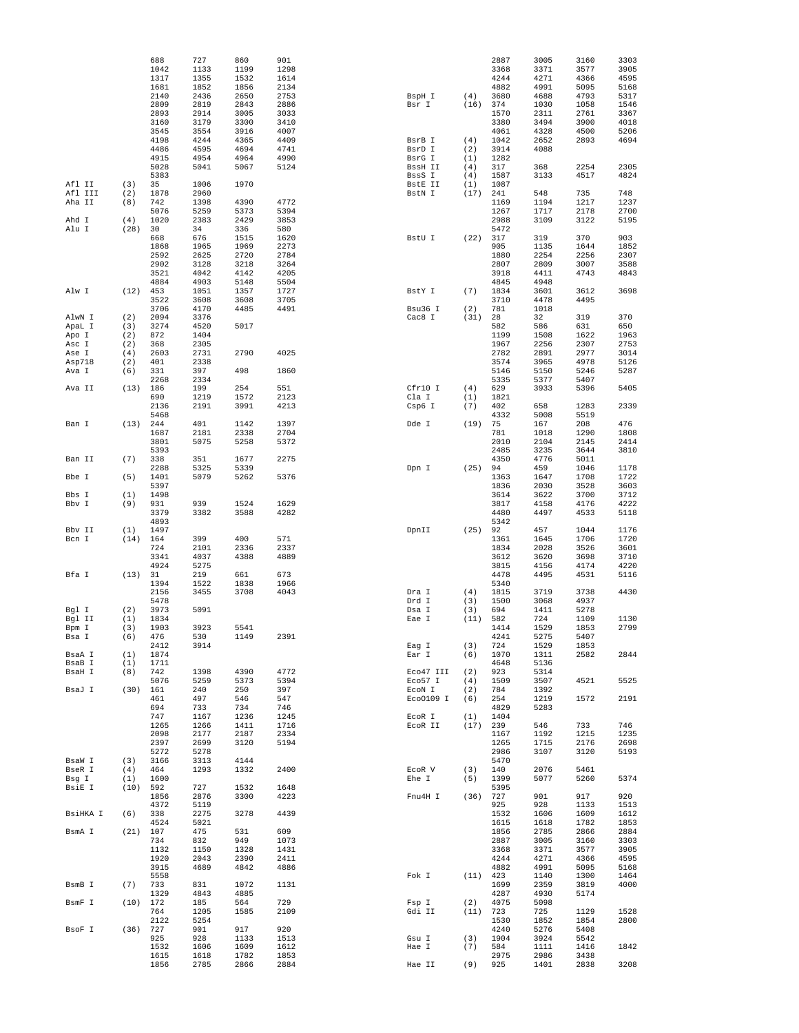```
                688     727     860     901                                         2887    3005    3160    3303
                1042    1133    1199    1298                                        3368    3371    3577    3905
                1317    1355    1532    1614                                        4244    4271    4366    4595
                1681    1852    1856    2134                                        4882    4991    5095    5168
                2140    2436    2650    2753        BspH I      (4)   3680    4688    4793    5317
                2809    2819    2843    2886        Bsr I       (16)  374     1030    1058    1546
                2893    2914    3005    3033                          1570    2311    2761    3367
                3160    3179    3300    3410                          3380    3494    3900    4018
                3545    3554    3916    4007                          4061    4328    4500    5206
                4198    4244    4365    4409        BsrB I      (4)   1042    2652    2893    4694
                4486    4595    4694    4741        BsrD I      (2)   3914    4088
                4915    4954    4964    4990        BsrG I      (1)   1282
                5028    5041    5067    5124        BssH II     (4)   317     368     2254    2305
                5383                                BssS I      (4)   1587    3133    4517    4824
Afl II    (3)   35      1006    1970                BstE II     (1)   1087
Afl III   (2)   1878    2960                        BstN I      (17)  241     548     735     748
Aha II    (8)   742     1398    4390    4772                          1169    1194    1217    1237
                5076    5259    5373    5394                          1267    1717    2178    2700
Ahd I     (4)   1020    2383    2429    3853                          2988    3109    3122    5195
Alu I     (28)  30      34      336     580                           5472
                668     676     1515    1620        BstU I      (22)  317     319     370     903
                1868    1965    1969    2273                          905     1135    1644    1852
                2592    2625    2720    2784                          1880    2254    2256    2307
                2902    3128    3218    3264                          2807    2809    3007    3588
                3521    4042    4142    4205                          3918    4411    4743    4843
                4884    4903    5148    5504                          4845    4948
Alw I     (12)  453     1051    1357    1727        BstY I      (7)   1834    3601    3612    3698
                3522    3608    3608    3705                          3710    4478    4495
                3706    4170    4485    4491        Bsu36 I     (2)   781     1018
AlwN I    (2)   2094    3376                        Cac8 I      (31)  28      32      319     370
ApaL I    (3)   3274    4520    5017                                  582     586     631     650
Apo I     (2)   872     1404                                          1199    1508    1622    1963
Asc I     (2)   368     2305                                          1967    2256    2307    2753
Ase I     (4)   2603    2731    2790    4025                          2782    2891    2977    3014
Asp718    (2)   401     2338                                          3574    3965    4978    5126
Ava I     (6)   331     397     498     1860                          5146    5150    5246    5287
                2268    2334                                          5335    5377    5407
Ava II    (13)  186     199     254     551         Cfr10 I     (4)   629     3933    5396    5405
                690     1219    1572    2123        Cla I       (1)   1821
                2136    2191    3991    4213        Csp6 I      (7)   402     658     1283    2339
                5468                                                  4332    5008    5519
Ban I     (13)  244     401     1142    1397        Dde I       (19)  75      167     208     476
                1687    2181    2338    2704                          781     1018    1290    1808
                3801    5075    5258    5372                          2010    2104    2145    2414
                5393                                                  2485    3235    3644    3810
Ban II    (7)   338     351     1677    2275                          4350    4776    5011
                2288    5325    5339                Dpn I       (25)  94      459     1046    1178
Bbe I     (5)   1401    5079    5262    5376                          1363    1647    1708    1722
                5397                                                  1836    2030    3528    3603
Bbs I     (1)   1498                                                  3614    3622    3700    3712
Bbv I     (9)   931     939     1524    1629                          3817    4158    4176    4222
                3379    3382    3588    4282                          4480    4497    4533    5118
                4893                                                  5342
Bbv II    (1)   1497                                DpnII       (25)  92      457     1044    1176
Bcn I     (14)  164     399     400     571                           1361    1645    1706    1720
                724     2101    2336    2337                          1834    2028    3526    3601
                3341    4037    4388    4889                          3612    3620    3698    3710
                4924    5275                                          3815    4156    4174    4220
Bfa I     (13)  31      219     661     673                           4478    4495    4531    5116
                1394    1522    1838    1966                          5340
                2156    3455    3708    4043        Dra I       (4)   1815    3719    3738    4430
                5478                                Drd I       (3)   1500    3068    4937
Bgl I     (2)   3973    5091                        Dsa I       (3)   694     1411    5278
Bgl II    (1)   1834                                Eae I       (11)  582     724     1109    1130
Bpm I     (3)   1903    3923    5541                                  1414    1529    1853    2799
Bsa I     (6)   476     530     1149    2391                          4241    5275    5407
                2412    3914                        Eag I       (3)   724     1529    1853
BsaA I    (1)   1874                                Ear I       (6)   1070    1311    2582    2844
BsaB I    (1)   1711                                                  4648    5136
BsaH I    (8)   742     1398    4390    4772        Eco47 III   (2)   923     5314
                5076    5259    5373    5394        Eco57 I     (4)   1509    3507    4521    5525
BsaJ I    (30)  161     240     250     397         EcoN I      (2)   784     1392
                461     497     546     547         Eco0109 I   (6)   254     1219    1572    2191
                694     733     734     746                           4829    5283
                747     1167    1236    1245        EcoR I      (1)   1404
                1265    1266    1411    1716        EcoR II     (17)  239     546     733     746
                2098    2177    2187    2334                          1167    1192    1215    1235
                2397    2699    3120    5194                          1265    1715    2176    2698
                5272    5278                                          2986    3107    3120    5193
BsaW I    (3)   3166    3313    4144                                  5470
BseR I    (4)   464     1293    1332    2400        EcoR V      (3)   140     2076    5461
Bsg I     (1)   1600                                Ehe I       (5)   1399    5077    5260    5374
BsiE I    (10)  592     727     1532    1648                          5395
                1856    2876    3300    4223        Fnu4H I     (36)  727     901     917     920
                4372    5119                                          925     928     1133    1513
BsiHKA I  (6)   338     2275    3278    4439                          1532    1606    1609    1612
                4524    5021                                          1615    1618    1782    1853
BsmA I    (21)  107     475     531     609                           1856    2785    2866    2884
                734     832     949     1073                          2887    3005    3160    3303
                1132    1150    1328    1431                          3368    3371    3577    3905
                1920    2043    2390    2411                          4244    4271    4366    4595
                3915    4689    4842    4886                          4882    4991    5095    5168
                5558                                Fok I       (11)  423     1140    1300    1464
BsmB I    (7)   733     831     1072    1131                          1699    2359    3819    4000
                1329    4843    4885                                  4287    4930    5174
BsmF I    (10)  172     185     564     729         Fsp I       (2)   4075    5098
                764     1205    1585    2109        Gdi II      (11)  723     725     1129    1528
                2122    5254                                          1530    1852    1854    2800
BsoF I    (36)  727     901     917     920                           4240    5276    5408
                925     928     1133    1513        Gsu I       (3)   1904    3924    5542
                1532    1606    1609    1612        Hae I       (7)   584     1111    1416    1842
                1615    1618    1782    1853                          2975    2986    3438
                1856    2785    2866    2884        Hae II      (9)   925     1401    2838    3208
```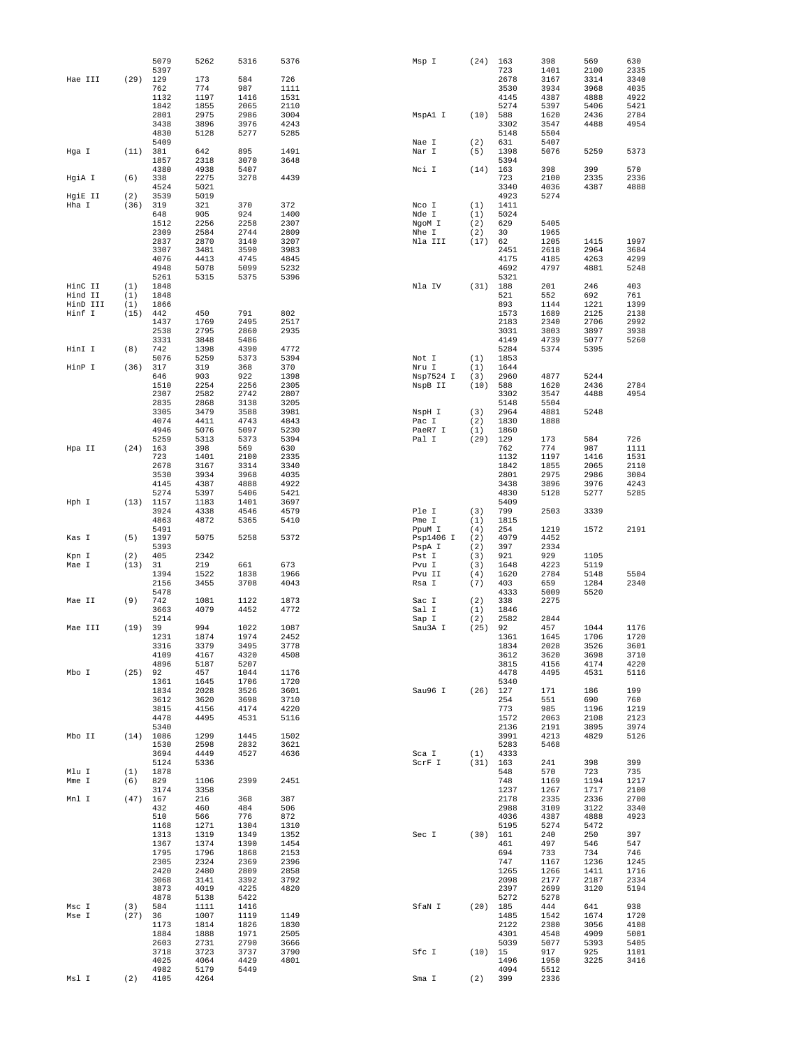```
                5079     5262     5316     5376
                5397
Hae III   (29)  129      173      584      726
                762      774      987      1111
                1132     1197     1416     1531
                1842     1855     2065     2110
                2801     2975     2986     3004
                3438     3896     3976     4243
                4830     5128     5277     5285
                5409
Hga I     (11)  381      642      895      1491
                1857     2318     3070     3648
                4380     4938     5407
HgiA I    (6)   338      2275     3278     4439
                4524     5021
HgiE II   (2)   3539     5019
Hha I     (36)  319      321      370      372
                648      905      924      1400
                1512     2256     2258     2307
                2309     2584     2744     2809
                2837     2870     3140     3207
                3307     3481     3590     3983
                4076     4413     4745     4845
                4948     5078     5099     5232
                5261     5315     5375     5396
HinC II   (1)   1848
Hind II   (1)   1848
HinD III  (1)   1866
Hinf I    (15)  442      450      791      802
                1437     1769     2495     2517
                2538     2795     2860     2935
                3331     3848     5486
HinI I    (8)   742      1398     4390     4772
                5076     5259     5373     5394
HinP I    (36)  317      319      368      370
                646      903      922      1398
                1510     2254     2256     2305
                2307     2582     2742     2807
                2835     2868     3138     3205
                3305     3479     3588     3981
                4074     4411     4743     4843
                4946     5076     5097     5230
                5259     5313     5373     5394
Hpa II    (24)  163      398      569      630
                723      1401     2100     2335
                2678     3167     3314     3340
                3530     3934     3968     4035
                4145     4387     4888     4922
                5274     5397     5406     5421
Hph I     (13)  1157     1183     1401     3697
                3924     4338     4546     4579
                4863     4872     5365     5410
                5491
Kas I     (5)   1397     5075     5258     5372
                5393
Kpn I     (2)   405      2342
Mae I     (13)  31       219      661      673
                1394     1522     1838     1966
                2156     3455     3708     4043
                5478
Mae II    (9)   742      1081     1122     1873
                3663     4079     4452     4772
                5214
Mae III   (19)  39       994      1022     1087
                1231     1874     1974     2452
                3316     3379     3495     3778
                4109     4167     4320     4508
                4896     5187     5207
Mbo I     (25)  92       457      1044     1176
                1361     1645     1706     1720
                1834     2028     3526     3601
                3612     3620     3698     3710
                3815     4156     4174     4220
                4478     4495     4531     5116
                5340
Mbo II    (14)  1086     1299     1445     1502
                1530     2598     2832     3621
                3694     4449     4527     4636
                5124     5336
Mlu I     (1)   1878
Mme I     (6)   829      1106     2399     2451
                3174     3358
Mnl I     (47)  167      216      368      387
                432      460      484      506
                510      566      776      872
                1168     1271     1304     1310
                1313     1319     1349     1352
                1367     1374     1390     1454
                1795     1796     1868     2153
                2305     2324     2369     2396
                2420     2480     2809     2858
                3068     3141     3392     3792
                3873     4019     4225     4820
                4878     5138     5422
Msc I     (3)   584      1111     1416
Mse I     (27)  36       1007     1119     1149
                1173     1814     1826     1830
                1884     1888     1971     2505
                2603     2731     2790     3666
                3718     3723     3737     3790
                4025     4064     4429     4801
                4982     5179     5449
Msl I     (2)   4105     4264
Msp I     (24)  163      398      569      630
                723      1401     2100     2335
                2678     3167     3314     3340
                3530     3934     3968     4035
                4145     4387     4888     4922
                5274     5397     5406     5421
MspA1 I   (10)  588      1620     2436     2784
                3302     3547     4488     4954
                5148     5504
Nae I     (2)   631      5407
Nar I     (5)   1398     5076     5259     5373
                5394
Nci I     (14)  163      398      399      570
                723      2100     2335     2336
                3340     4036     4387     4888
                4923     5274
Nco I     (1)   1411
Nde I     (1)   5024
NgoM I    (2)   629      5405
Nhe I     (2)   30       1965
Nla III   (17)  62       1205     1415     1997
                2451     2618     2964     3684
                4175     4185     4263     4299
                4692     4797     4881     5248
                5321
Nla IV    (31)  188      201      246      403
                521      552      692      761
                893      1144     1221     1399
                1573     1689     2125     2138
                2183     2340     2706     2992
                3031     3803     3897     3938
                4149     4739     5077     5260
                5284     5374     5395
Not I     (1)   1853
Nru I     (1)   1644
Nsp7524 I (3)   2960     4877     5244
NspB II   (10)  588      1620     2436     2784
                3302     3547     4488     4954
                5148     5504
NspH I    (3)   2964     4881     5248
Pac I     (2)   1830     1888
PaeR7 I   (1)   1860
Pal I     (29)  129      173      584      726
                762      774      987      1111
                1132     1197     1416     1531
                1842     1855     2065     2110
                2801     2975     2986     3004
                3438     3896     3976     4243
                4830     5128     5277     5285
                5409
Ple I     (3)   799      2503     3339
Pme I     (1)   1815
PpuM I    (4)   254      1219     1572     2191
Psp1406 I (2)   4079     4452
PspA I    (2)   397      2334
Pst I     (3)   921      929      1105
Pvu I     (3)   1648     4223     5119
Pvu II    (4)   1620     2784     5148     5504
Rsa I     (7)   403      659      1284     2340
                4333     5009     5520
Sac I     (2)   338      2275
Sal I     (1)   1846
Sap I     (2)   2582     2844
Sau3A I   (25)  92       457      1044     1176
                1361     1645     1706     1720
                1834     2028     3526     3601
                3612     3620     3698     3710
                3815     4156     4174     4220
                4478     4495     4531     5116
                5340
Sau96 I   (26)  127      171      186      199
                254      551      690      760
                773      985      1196     1219
                1572     2063     2108     2123
                2136     2191     3895     3974
                3991     4213     4829     5126
                5283     5468
Sca I     (1)   4333
ScrF I    (31)  163      241      398      399
                548      570      723      735
                748      1169     1194     1217
                1237     1267     1717     2100
                2178     2335     2336     2700
                2988     3109     3122     3340
                4036     4387     4888     4923
                5195     5274     5472
Sec I     (30)  161      240      250      397
                461      497      546      547
                694      733      734      746
                747      1167     1236     1245
                1265     1266     1411     1716
                2098     2177     2187     2334
                2397     2699     3120     5194
                5272     5278
SfaN I    (20)  185      444      641      938
                1485     1542     1674     1720
                2122     2380     3056     4108
                4301     4548     4909     5001
                5039     5077     5393     5405
Sfc I     (10)  15       917      925      1101
                1496     1950     3225     3416
                4094     5512
Sma I     (2)   399      2336
```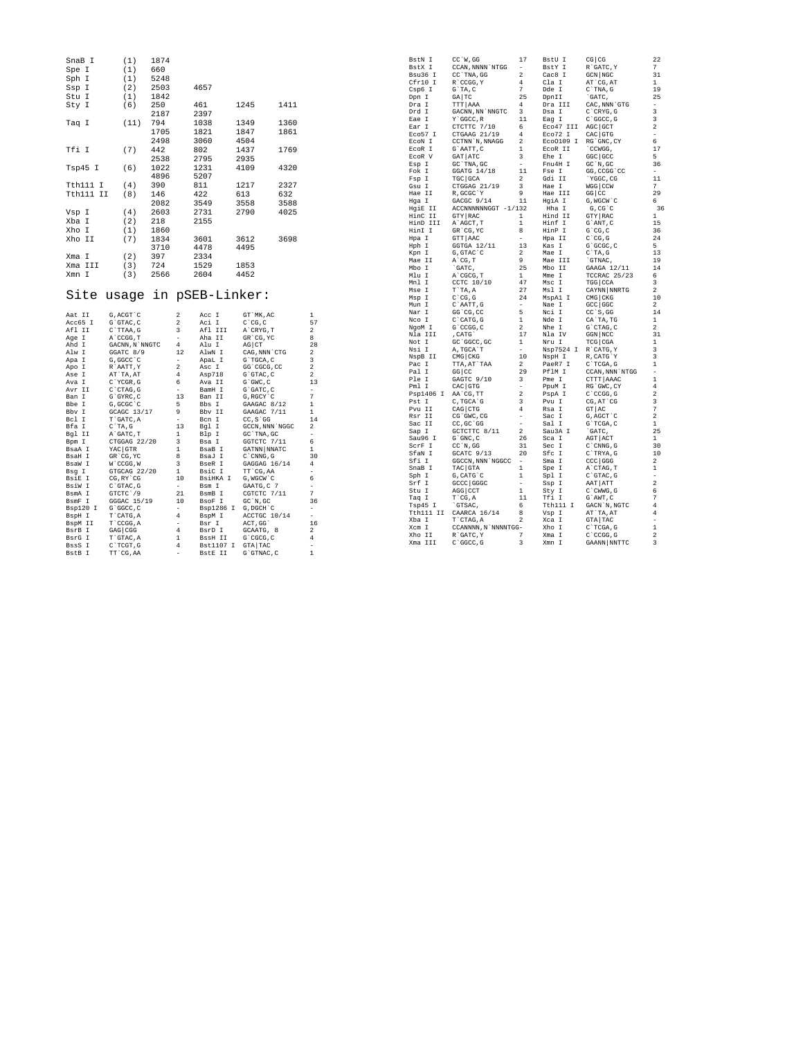| | | | | | | |
|---|---|---|---|---|---|---|
| SnaB I | (1) | 1874 | | | | |
| Spe I | (1) | 660 | | | | |
| Sph I | (1) | 5248 | | | | |
| Ssp I | (2) | 2503 | 4657 | | | |
| Stu I | (1) | 1842 | | | | |
| Sty I | (6) | 250 | 461 | 1245 | 1411 | |
| | | 2187 | 2397 | | | |
| Taq I | (11) | 794 | 1038 | 1349 | 1360 | |
| | | 1705 | 1821 | 1847 | 1861 | |
| | | 2498 | 3060 | 4504 | | |
| Tfi I | (7) | 442 | 802 | 1437 | 1769 | |
| | | 2538 | 2795 | 2935 | | |
| Tsp45 I | (6) | 1022 | 1231 | 4109 | 4320 | |
| | | 4896 | 5207 | | | |
| Tth111 I | (4) | 390 | 811 | 1217 | 2327 | |
| Tth111 II | (8) | 146 | 422 | 613 | 632 | |
| | | 2082 | 3549 | 3558 | 3588 | |
| Vsp I | (4) | 2603 | 2731 | 2790 | 4025 | |
| Xba I | (2) | 218 | 2155 | | | |
| Xho I | (1) | 1860 | | | | |
| Xho II | (7) | 1834 | 3601 | 3612 | 3698 | |
| | | 3710 | 4478 | 4495 | | |
| Xma I | (2) | 397 | 2334 | | | |
| Xma III | (3) | 724 | 1529 | 1853 | | |
| Xmn I | (3) | 2566 | 2604 | 4452 | | |

## Site usage in pSEB-Linker:

| | | | | | |
|---|---|---|---|---|---|
| Aat II | G,ACGT`C | 2 | Acc I | GT`MK,AC | 1 |
| Acc65 I | G`GTAC,C | 2 | Aci I | C`CG,C | 57 |
| Afl II | C`TTAA,G | 3 | Afl III | A`CRYG,T | 2 |
| Age I | A`CCGG,T | - | Aha II | GR`CG,YC | 8 |
| Ahd I | GACNN,N`NNGTC | 4 | Alu I | AG\|CT | 28 |
| Alw I | GGATC 8/9 | 12 | AlwN I | CAG,NNN`CTG | 2 |
| Apa I | G,GGCC`C | - | ApaL I | G`TGCA,C | 3 |
| Apo I | R`AATT,Y | 2 | Asc I | GG`CGCG,CC | 2 |
| Ase I | AT`TA,AT | 4 | Asp718 | G`GTAC,C | 2 |
| Ava I | C`YCGR,G | 6 | Ava II | G`GWC,C | 13 |
| Avr II | C`CTAG,G | - | BamH I | G`GATC,C | - |
| Ban I | G`GYRC,C | 13 | Ban II | G,RGCY`C | 7 |
| Bbe I | G,GCGC`C | 5 | Bbs I | GAAGAC 8/12 | 1 |
| Bbv I | GCAGC 13/17 | 9 | Bbv II | GAAGAC 7/11 | 1 |
| Bcl I | T`GATC,A | - | Bcn I | CC,S`GG | 14 |
| Bfa I | C`TA,G | 13 | Bgl I | GCCN,NNN`NGGC | 2 |
| Bgl II | A`GATC,T | 1 | Blp I | GC`TNA,GC | - |
| Bpm I | CTGGAG 22/20 | 3 | Bsa I | GGTCTC 7/11 | 6 |
| BsaA I | YAC\|GTR | 1 | BsaB I | GATNN\|NNATC | 1 |
| BsaH I | GR`CG,YC | 8 | BsaJ I | C`CNNG,G | 30 |
| BsaW I | W`CCGG,W | 3 | BseR I | GAGGAG 16/14 | 4 |
| Bsg I | GTGCAG 22/20 | 1 | BsiC I | TT`CG,AA | - |
| BsiE I | CG,RY`CG | 10 | BsiHKA I | G,WGCW`C | 6 |
| BsiW I | C`GTAC,G | - | Bsm I | GAATG,C 7 | - |
| BsmA I | GTCTC`/9 | 21 | BsmB I | CGTCTC 7/11 | 7 |
| BsmF I | GGGAC 15/19 | 10 | BsoF I | GC`N,GC | 36 |
| Bsp120 I | G`GGCC,C | - | Bsp1286 I | G,DGCH`C | - |
| BspH I | T`CATG,A | 4 | BspM I | ACCTGC 10/14 | - |
| BspM II | T`CCGG,A | - | Bsr I | ACT,GG` | 16 |
| BsrB I | GAG\|CGG | 4 | BsrD I | GCAATG, 8 | 2 |
| BsrG I | T`GTAC,A | 1 | BssH II | G`CGCG,C | 4 |
| BssS I | C`TCGT,G | 4 | Bst1107 I | GTA\|TAC | - |
| BstB I | TT`CG,AA | - | BstE II | G`GTNAC,C | 1 |
| BstN I | CC`W,GG | 17 | BstU I | CG\|CG | 22 |
| BstX I | CCAN,NNNN`NTGG | - | BstY I | R`GATC,Y | 7 |
| Bsu36 I | CC`TNA,GG | 2 | Cac8 I | GCN\|NGC | 31 |
| Cfr10 I | R`CCGG,Y | 4 | Cla I | AT`CG,AT | 1 |
| Csp6 I | G`TA,C | 7 | Dde I | C`TNA,G | 19 |
| Dpn I | GA\|TC | 25 | DpnII | `GATC, | 25 |
| Dra I | TTT\|AAA | 4 | Dra III | CAC,NNN`GTG | - |
| Drd I | GACNN,NN`NNGTC | 3 | Dsa I | C`CRYG,G | 3 |
| Eae I | Y`GGCC,R | 11 | Eag I | C`GGCC,G | 3 |
| Ear I | CTCTTC 7/10 | 6 | Eco47 III | AGC\|GCT | 2 |
| Eco57 I | CTGAAG 21/19 | 4 | Eco72 I | CAC\|GTG | - |
| EcoN I | CCTNN`N,NNAGG | 2 | Eco0109 I | RG`GNC,CY | 6 |
| EcoR I | G`AATT,C | 1 | EcoR II | `CCWGG, | 17 |
| EcoR V | GAT\|ATC | 3 | Ehe I | GGC\|GCC | 5 |
| Esp I | GC`TNA,GC | - | Fnu4H I | GC`N,GC | 36 |
| Fok I | GGATG 14/18 | 11 | Fse I | GG,CCGG`CC | - |
| Fsp I | TGC\|GCA | 2 | Gdi II | `YGGC,CG | 11 |
| Gsu I | CTGGAG 21/19 | 3 | Hae I | WGG\|CCW | 7 |
| Hae II | R,GCGC`Y | 9 | Hae III | GG\|CC | 29 |
| Hga I | GACGC 9/14 | 11 | HgiA I | G,WGCW`C | 6 |
| HgiE II | ACCNNNNNNGGT -1/132 | | Hha I | G,CG`C | 36 |
| HinC II | GTY\|RAC | 1 | Hind II | GTY\|RAC | 1 |
| HinD III | A`AGCT,T | 1 | Hinf I | G`ANT,C | 15 |
| HinI I | GR`CG,YC | 8 | HinP I | G`CG,C | 36 |
| Hpa I | GTT\|AAC | - | Hpa II | C`CG,G | 24 |
| Hph I | GGTGA 12/11 | 13 | Kas I | G`GCGC,C | 5 |
| Kpn I | G,GTAC`C | 2 | Mae I | C`TA,G | 13 |
| Mae II | A`CG,T | 9 | Mae III | `GTNAC, | 19 |
| Mbo I | `GATC, | 25 | Mbo II | GAAGA 12/11 | 14 |
| Mlu I | A`CGCG,T | 1 | Mme I | TCCRAC 25/23 | 6 |
| Mnl I | CCTC 10/10 | 47 | Msc I | TGG\|CCA | 3 |
| Mse I | T`TA,A | 27 | Msl I | CAYNN\|NNRTG | 2 |
| Msp I | C`CG,G | 24 | MspA1 I | CMG\|CKG | 10 |
| Mun I | C`AATT,G | - | Nae I | GCC\|GGC | 2 |
| Nar I | GG`CG,CC | 5 | Nci I | CC`S,GG | 14 |
| Nco I | C`CATG,G | 1 | Nde I | CA`TA,TG | 1 |
| NgoM I | G`CCGG,C | 2 | Nhe I | G`CTAG,C | 2 |
| Nla III | ,CATG` | 17 | Nla IV | GGN\|NCC | 31 |
| Not I | GC`GGCC,GC | 1 | Nru I | TCG\|CGA | 1 |
| Nsi I | A,TGCA`T | - | Nsp7524 I | R`CATG,Y | 3 |
| NspB II | CMG\|CKG | 10 | NspH I | R,CATG`Y | 3 |
| Pac I | TTA,AT`TAA | 2 | PaeR7 I | C`TCGA,G | 1 |
| Pal I | GG\|CC | 29 | PflM I | CCAN,NNN`NTGG | - |
| Ple I | GAGTC 9/10 | 3 | Pme I | CTTT\|AAAC | 1 |
| Pml I | CAC\|GTG | - | PpuM I | RG`GWC,CY | 4 |
| Psp1406 I | AA`CG,TT | 2 | PspA I | C`CCGG,G | 2 |
| Pst I | C,TGCA`G | 3 | Pvu I | CG,AT`CG | 3 |
| Pvu II | CAG\|CTG | 4 | Rsa I | GT\|AC | 7 |
| Rsr II | CG`GWC,CG | - | Sac I | G,AGCT`C | 2 |
| Sac II | CC,GC`GG | - | Sal I | G`TCGA,C | 1 |
| Sap I | GCTCTTC 8/11 | 2 | Sau3A I | `GATC, | 25 |
| Sau96 I | G`GNC,C | 26 | Sca I | AGT\|ACT | 1 |
| ScrF I | CC`N,GG | 31 | Sec I | C`CNNG,G | 30 |
| SfaN I | GCATC 9/13 | 20 | Sfc I | C`TRYA,G | 10 |
| Sfi I | GGCCN,NNN`NGGCC | - | Sma I | CCC\|GGG | 2 |
| SnaB I | TAC\|GTA | 1 | Spe I | A`CTAG,T | 1 |
| Sph I | G,CATG`C | 1 | Spl I | C`GTAC,G | - |
| Srf I | GCCC\|GGGC | - | Ssp I | AAT\|ATT | 2 |
| Stu I | AGG\|CCT | 1 | Sty I | C`CWWG,G | 6 |
| Taq I | T`CG,A | 11 | Tfi I | G`AWT,C | 7 |
| Tsp45 I | `GTSAC, | 6 | Tth111 I | GACN`N,NGTC | 4 |
| Tth111 II | CAARCA 16/14 | 8 | Vsp I | AT`TA,AT | 4 |
| Xba I | T`CTAG,A | 2 | Xca I | GTA\|TAC | - |
| Xcm I | CCANNNN,N`NNNNTGG | - | Xho I | C`TCGA,G | 1 |
| Xho II | R`GATC,Y | 7 | Xma I | C`CCGG,G | 2 |
| Xma III | C`GGCC,G | 3 | Xmn I | GAANN\|NNTTC | 3 |